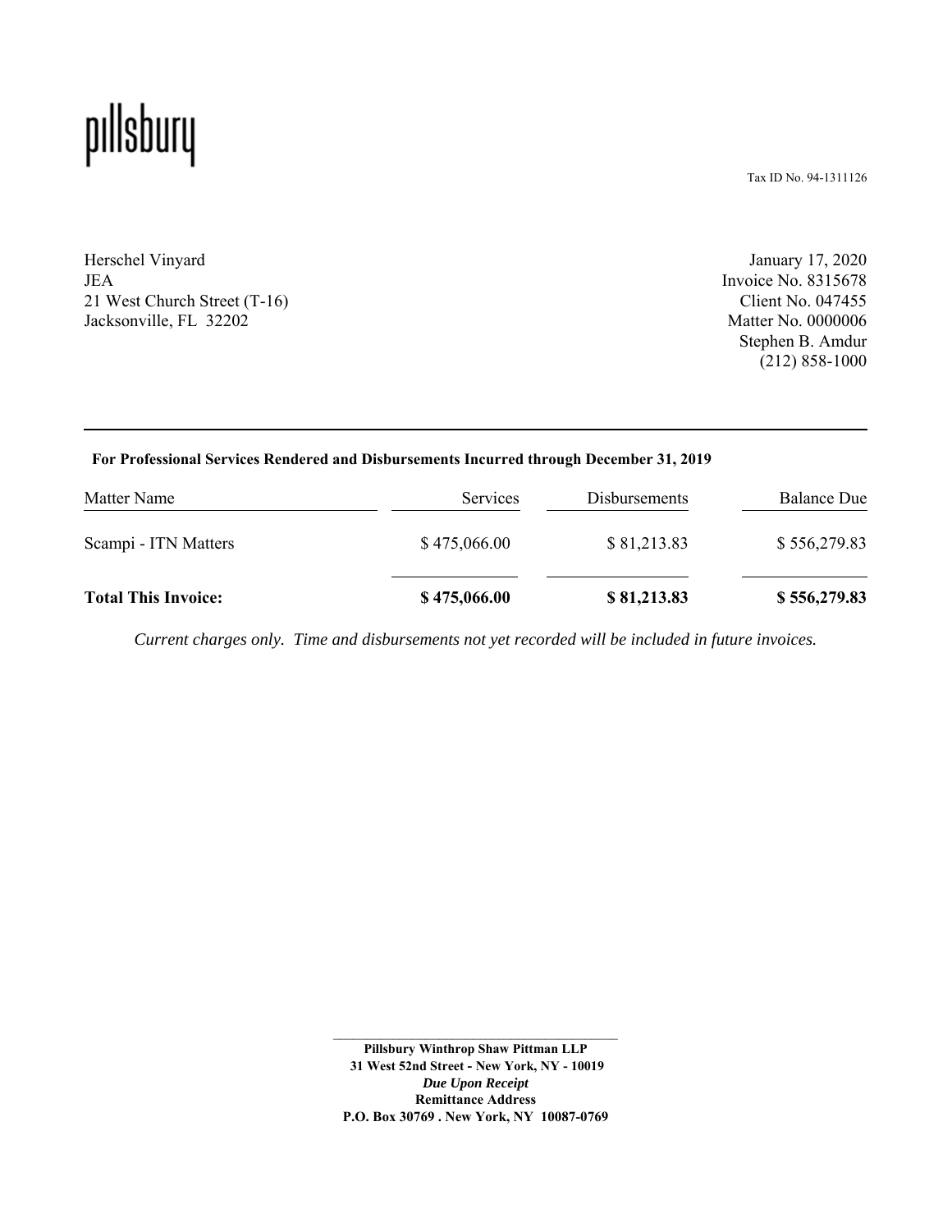pillsbury

Tax ID No. 94-1311126

Herschel Vinyard
JEA
21 West Church Street (T-16)
Jacksonville, FL 32202

January 17, 2020
Invoice No. 8315678
Client No. 047455
Matter No. 0000006
Stephen B. Amdur
(212) 858-1000

---

**For Professional Services Rendered and Disbursements Incurred through December 31, 2019**

| Matter Name | Services | Disbursements | Balance Due |
|---|---|---|---|
| Scampi - ITN Matters | $ 475,066.00 | $ 81,213.83 | $ 556,279.83 |
| **Total This Invoice:** | **$ 475,066.00** | **$ 81,213.83** | **$ 556,279.83** |

*Current charges only. Time and disbursements not yet recorded will be included in future invoices.*

**Pillsbury Winthrop Shaw Pittman LLP**
**31 West 52nd Street - New York, NY - 10019**
***Due Upon Receipt***
**Remittance Address**
**P.O. Box 30769 . New York, NY 10087-0769**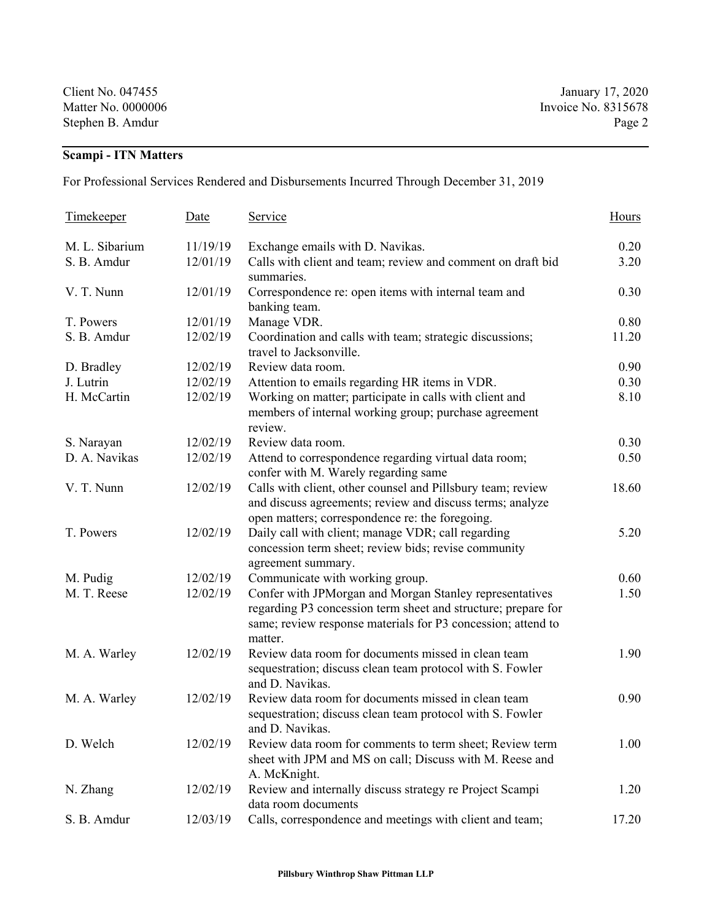Client No. 047455
Matter No. 0000006
Stephen B. Amdur

January 17, 2020
Invoice No. 8315678

**Scampi - ITN Matters**

For Professional Services Rendered and Disbursements Incurred Through December 31, 2019

| Timekeeper | Date | Service | Hours |
|---|---|---|---|
| M. L. Sibarium | 11/19/19 | Exchange emails with D. Navikas. | 0.20 |
| S. B. Amdur | 12/01/19 | Calls with client and team; review and comment on draft bid summaries. | 3.20 |
| V. T. Nunn | 12/01/19 | Correspondence re: open items with internal team and banking team. | 0.30 |
| T. Powers | 12/01/19 | Manage VDR. | 0.80 |
| S. B. Amdur | 12/02/19 | Coordination and calls with team; strategic discussions; travel to Jacksonville. | 11.20 |
| D. Bradley | 12/02/19 | Review data room. | 0.90 |
| J. Lutrin | 12/02/19 | Attention to emails regarding HR items in VDR. | 0.30 |
| H. McCartin | 12/02/19 | Working on matter; participate in calls with client and members of internal working group; purchase agreement review. | 8.10 |
| S. Narayan | 12/02/19 | Review data room. | 0.30 |
| D. A. Navikas | 12/02/19 | Attend to correspondence regarding virtual data room; confer with M. Warely regarding same | 0.50 |
| V. T. Nunn | 12/02/19 | Calls with client, other counsel and Pillsbury team; review and discuss agreements; review and discuss terms; analyze open matters; correspondence re: the foregoing. | 18.60 |
| T. Powers | 12/02/19 | Daily call with client; manage VDR; call regarding concession term sheet; review bids; revise community agreement summary. | 5.20 |
| M. Pudig | 12/02/19 | Communicate with working group. | 0.60 |
| M. T. Reese | 12/02/19 | Confer with JPMorgan and Morgan Stanley representatives regarding P3 concession term sheet and structure; prepare for same; review response materials for P3 concession; attend to matter. | 1.50 |
| M. A. Warley | 12/02/19 | Review data room for documents missed in clean team sequestration; discuss clean team protocol with S. Fowler and D. Navikas. | 1.90 |
| M. A. Warley | 12/02/19 | Review data room for documents missed in clean team sequestration; discuss clean team protocol with S. Fowler and D. Navikas. | 0.90 |
| D. Welch | 12/02/19 | Review data room for comments to term sheet; Review term sheet with JPM and MS on call; Discuss with M. Reese and A. McKnight. | 1.00 |
| N. Zhang | 12/02/19 | Review and internally discuss strategy re Project Scampi data room documents | 1.20 |
| S. B. Amdur | 12/03/19 | Calls, correspondence and meetings with client and team; | 17.20 |

Pillsbury Winthrop Shaw Pittman LLP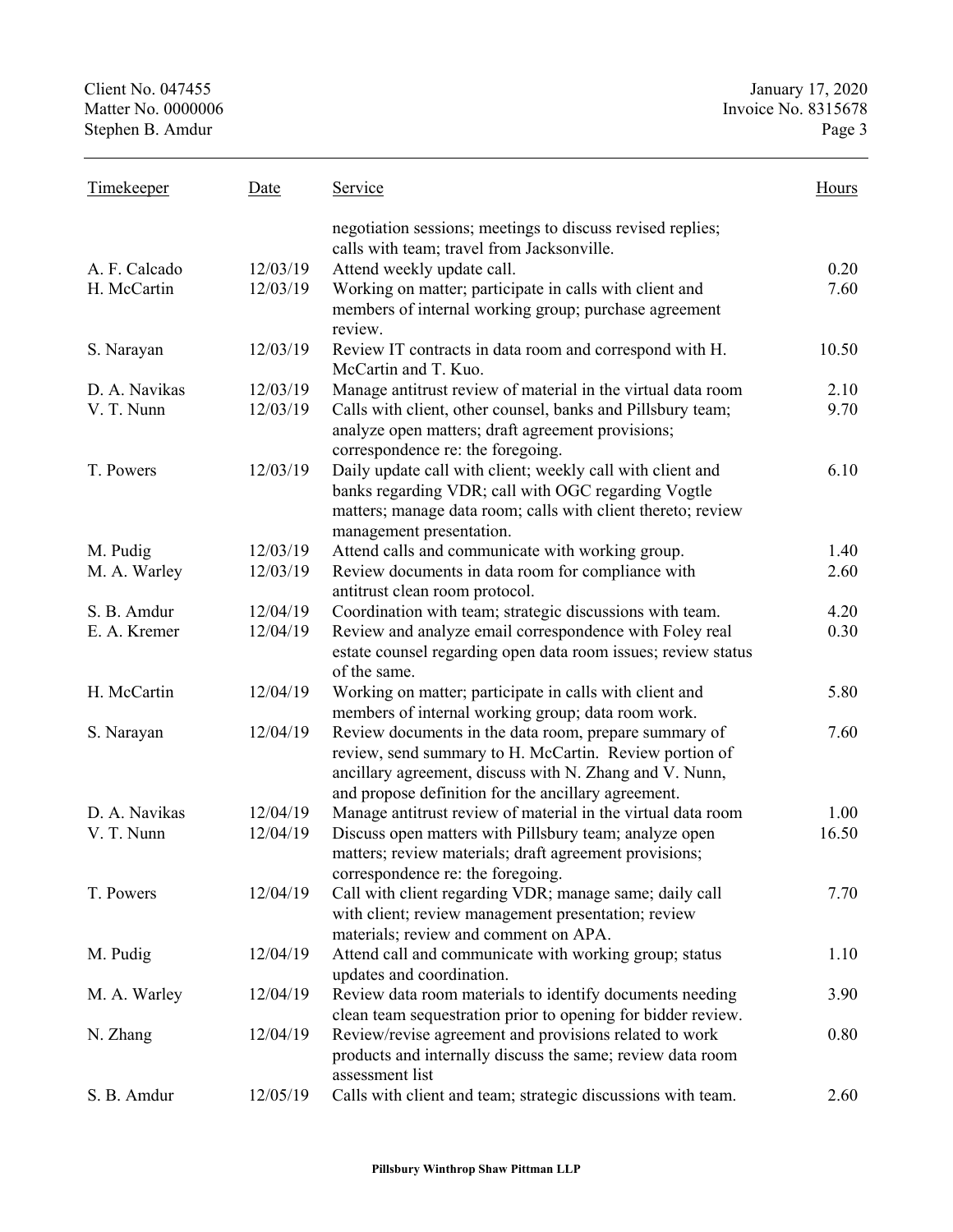| Timekeeper | Date | Service | Hours |
|---|---|---|---|
| | | negotiation sessions; meetings to discuss revised replies; calls with team; travel from Jacksonville. | |
| A. F. Calcado | 12/03/19 | Attend weekly update call. | 0.20 |
| H. McCartin | 12/03/19 | Working on matter; participate in calls with client and members of internal working group; purchase agreement review. | 7.60 |
| S. Narayan | 12/03/19 | Review IT contracts in data room and correspond with H. McCartin and T. Kuo. | 10.50 |
| D. A. Navikas | 12/03/19 | Manage antitrust review of material in the virtual data room | 2.10 |
| V. T. Nunn | 12/03/19 | Calls with client, other counsel, banks and Pillsbury team; analyze open matters; draft agreement provisions; correspondence re: the foregoing. | 9.70 |
| T. Powers | 12/03/19 | Daily update call with client; weekly call with client and banks regarding VDR; call with OGC regarding Vogtle matters; manage data room; calls with client thereto; review management presentation. | 6.10 |
| M. Pudig | 12/03/19 | Attend calls and communicate with working group. | 1.40 |
| M. A. Warley | 12/03/19 | Review documents in data room for compliance with antitrust clean room protocol. | 2.60 |
| S. B. Amdur | 12/04/19 | Coordination with team; strategic discussions with team. | 4.20 |
| E. A. Kremer | 12/04/19 | Review and analyze email correspondence with Foley real estate counsel regarding open data room issues; review status of the same. | 0.30 |
| H. McCartin | 12/04/19 | Working on matter; participate in calls with client and members of internal working group; data room work. | 5.80 |
| S. Narayan | 12/04/19 | Review documents in the data room, prepare summary of review, send summary to H. McCartin. Review portion of ancillary agreement, discuss with N. Zhang and V. Nunn, and propose definition for the ancillary agreement. | 7.60 |
| D. A. Navikas | 12/04/19 | Manage antitrust review of material in the virtual data room | 1.00 |
| V. T. Nunn | 12/04/19 | Discuss open matters with Pillsbury team; analyze open matters; review materials; draft agreement provisions; correspondence re: the foregoing. | 16.50 |
| T. Powers | 12/04/19 | Call with client regarding VDR; manage same; daily call with client; review management presentation; review materials; review and comment on APA. | 7.70 |
| M. Pudig | 12/04/19 | Attend call and communicate with working group; status updates and coordination. | 1.10 |
| M. A. Warley | 12/04/19 | Review data room materials to identify documents needing clean team sequestration prior to opening for bidder review. | 3.90 |
| N. Zhang | 12/04/19 | Review/revise agreement and provisions related to work products and internally discuss the same; review data room assessment list | 0.80 |
| S. B. Amdur | 12/05/19 | Calls with client and team; strategic discussions with team. | 2.60 |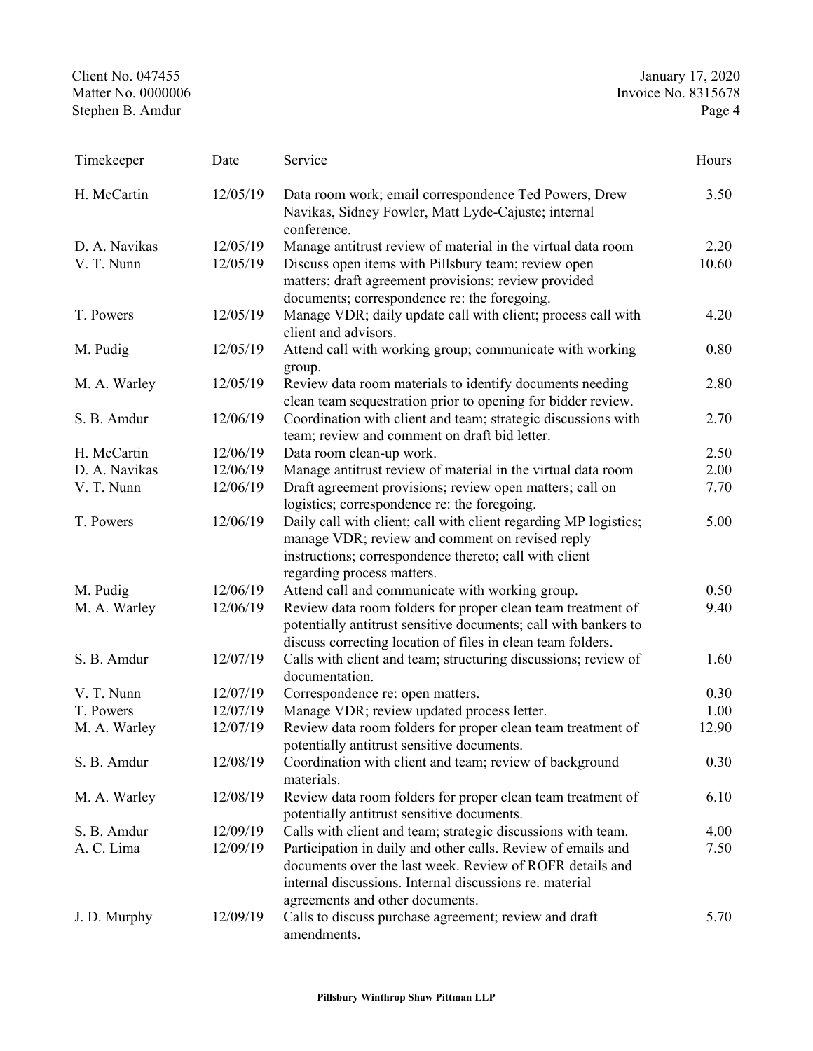| Timekeeper | Date | Service | Hours |
|---|---|---|---|
| H. McCartin | 12/05/19 | Data room work; email correspondence Ted Powers, Drew Navikas, Sidney Fowler, Matt Lyde-Cajuste; internal conference. | 3.50 |
| D. A. Navikas | 12/05/19 | Manage antitrust review of material in the virtual data room | 2.20 |
| V. T. Nunn | 12/05/19 | Discuss open items with Pillsbury team; review open matters; draft agreement provisions; review provided documents; correspondence re: the foregoing. | 10.60 |
| T. Powers | 12/05/19 | Manage VDR; daily update call with client; process call with client and advisors. | 4.20 |
| M. Pudig | 12/05/19 | Attend call with working group; communicate with working group. | 0.80 |
| M. A. Warley | 12/05/19 | Review data room materials to identify documents needing clean team sequestration prior to opening for bidder review. | 2.80 |
| S. B. Amdur | 12/06/19 | Coordination with client and team; strategic discussions with team; review and comment on draft bid letter. | 2.70 |
| H. McCartin | 12/06/19 | Data room clean-up work. | 2.50 |
| D. A. Navikas | 12/06/19 | Manage antitrust review of material in the virtual data room | 2.00 |
| V. T. Nunn | 12/06/19 | Draft agreement provisions; review open matters; call on logistics; correspondence re: the foregoing. | 7.70 |
| T. Powers | 12/06/19 | Daily call with client; call with client regarding MP logistics; manage VDR; review and comment on revised reply instructions; correspondence thereto; call with client regarding process matters. | 5.00 |
| M. Pudig | 12/06/19 | Attend call and communicate with working group. | 0.50 |
| M. A. Warley | 12/06/19 | Review data room folders for proper clean team treatment of potentially antitrust sensitive documents; call with bankers to discuss correcting location of files in clean team folders. | 9.40 |
| S. B. Amdur | 12/07/19 | Calls with client and team; structuring discussions; review of documentation. | 1.60 |
| V. T. Nunn | 12/07/19 | Correspondence re: open matters. | 0.30 |
| T. Powers | 12/07/19 | Manage VDR; review updated process letter. | 1.00 |
| M. A. Warley | 12/07/19 | Review data room folders for proper clean team treatment of potentially antitrust sensitive documents. | 12.90 |
| S. B. Amdur | 12/08/19 | Coordination with client and team; review of background materials. | 0.30 |
| M. A. Warley | 12/08/19 | Review data room folders for proper clean team treatment of potentially antitrust sensitive documents. | 6.10 |
| S. B. Amdur | 12/09/19 | Calls with client and team; strategic discussions with team. | 4.00 |
| A. C. Lima | 12/09/19 | Participation in daily and other calls. Review of emails and documents over the last week. Review of ROFR details and internal discussions. Internal discussions re. material agreements and other documents. | 7.50 |
| J. D. Murphy | 12/09/19 | Calls to discuss purchase agreement; review and draft amendments. | 5.70 |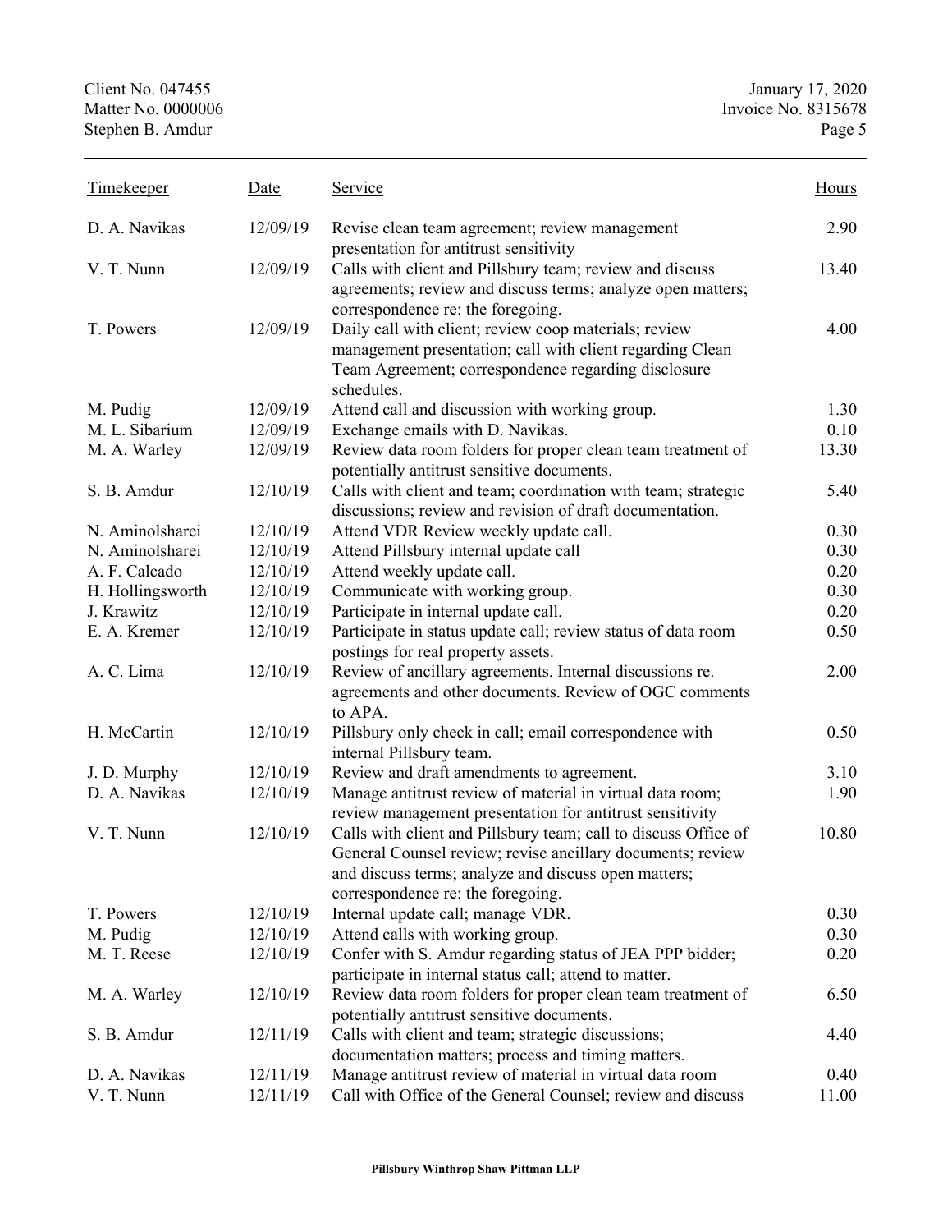| Timekeeper | Date | Service | Hours |
|---|---|---|---|
| D. A. Navikas | 12/09/19 | Revise clean team agreement; review management presentation for antitrust sensitivity | 2.90 |
| V. T. Nunn | 12/09/19 | Calls with client and Pillsbury team; review and discuss agreements; review and discuss terms; analyze open matters; correspondence re: the foregoing. | 13.40 |
| T. Powers | 12/09/19 | Daily call with client; review coop materials; review management presentation; call with client regarding Clean Team Agreement; correspondence regarding disclosure schedules. | 4.00 |
| M. Pudig | 12/09/19 | Attend call and discussion with working group. | 1.30 |
| M. L. Sibarium | 12/09/19 | Exchange emails with D. Navikas. | 0.10 |
| M. A. Warley | 12/09/19 | Review data room folders for proper clean team treatment of potentially antitrust sensitive documents. | 13.30 |
| S. B. Amdur | 12/10/19 | Calls with client and team; coordination with team; strategic discussions; review and revision of draft documentation. | 5.40 |
| N. Aminolsharei | 12/10/19 | Attend VDR Review weekly update call. | 0.30 |
| N. Aminolsharei | 12/10/19 | Attend Pillsbury internal update call | 0.30 |
| A. F. Calcado | 12/10/19 | Attend weekly update call. | 0.20 |
| H. Hollingsworth | 12/10/19 | Communicate with working group. | 0.30 |
| J. Krawitz | 12/10/19 | Participate in internal update call. | 0.20 |
| E. A. Kremer | 12/10/19 | Participate in status update call; review status of data room postings for real property assets. | 0.50 |
| A. C. Lima | 12/10/19 | Review of ancillary agreements. Internal discussions re. agreements and other documents. Review of OGC comments to APA. | 2.00 |
| H. McCartin | 12/10/19 | Pillsbury only check in call; email correspondence with internal Pillsbury team. | 0.50 |
| J. D. Murphy | 12/10/19 | Review and draft amendments to agreement. | 3.10 |
| D. A. Navikas | 12/10/19 | Manage antitrust review of material in virtual data room; review management presentation for antitrust sensitivity | 1.90 |
| V. T. Nunn | 12/10/19 | Calls with client and Pillsbury team; call to discuss Office of General Counsel review; revise ancillary documents; review and discuss terms; analyze and discuss open matters; correspondence re: the foregoing. | 10.80 |
| T. Powers | 12/10/19 | Internal update call; manage VDR. | 0.30 |
| M. Pudig | 12/10/19 | Attend calls with working group. | 0.30 |
| M. T. Reese | 12/10/19 | Confer with S. Amdur regarding status of JEA PPP bidder; participate in internal status call; attend to matter. | 0.20 |
| M. A. Warley | 12/10/19 | Review data room folders for proper clean team treatment of potentially antitrust sensitive documents. | 6.50 |
| S. B. Amdur | 12/11/19 | Calls with client and team; strategic discussions; documentation matters; process and timing matters. | 4.40 |
| D. A. Navikas | 12/11/19 | Manage antitrust review of material in virtual data room | 0.40 |
| V. T. Nunn | 12/11/19 | Call with Office of the General Counsel; review and discuss | 11.00 |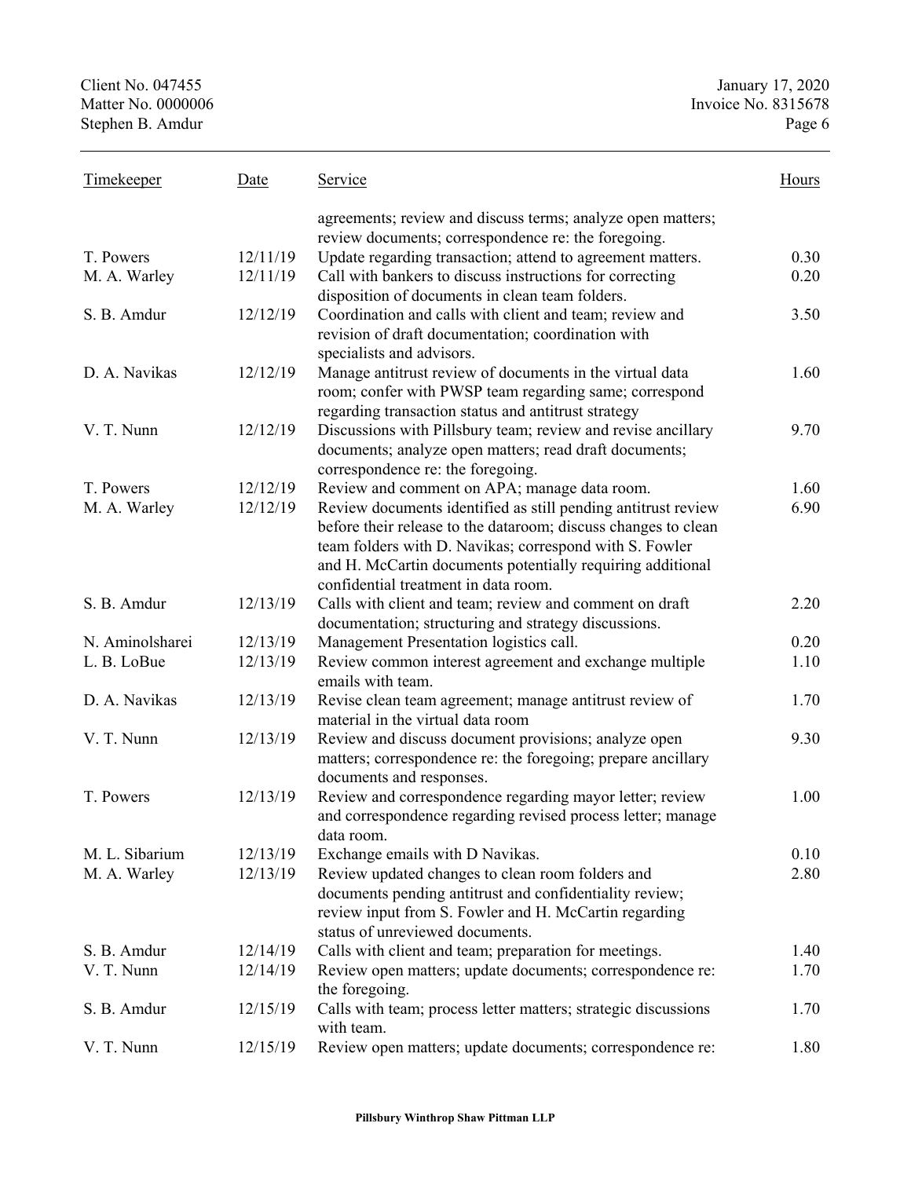| Timekeeper | Date | Service | Hours |
|---|---|---|---|
| | | agreements; review and discuss terms; analyze open matters; review documents; correspondence re: the foregoing. | |
| T. Powers | 12/11/19 | Update regarding transaction; attend to agreement matters. | 0.30 |
| M. A. Warley | 12/11/19 | Call with bankers to discuss instructions for correcting disposition of documents in clean team folders. | 0.20 |
| S. B. Amdur | 12/12/19 | Coordination and calls with client and team; review and revision of draft documentation; coordination with specialists and advisors. | 3.50 |
| D. A. Navikas | 12/12/19 | Manage antitrust review of documents in the virtual data room; confer with PWSP team regarding same; correspond regarding transaction status and antitrust strategy | 1.60 |
| V. T. Nunn | 12/12/19 | Discussions with Pillsbury team; review and revise ancillary documents; analyze open matters; read draft documents; correspondence re: the foregoing. | 9.70 |
| T. Powers | 12/12/19 | Review and comment on APA; manage data room. | 1.60 |
| M. A. Warley | 12/12/19 | Review documents identified as still pending antitrust review before their release to the dataroom; discuss changes to clean team folders with D. Navikas; correspond with S. Fowler and H. McCartin documents potentially requiring additional confidential treatment in data room. | 6.90 |
| S. B. Amdur | 12/13/19 | Calls with client and team; review and comment on draft documentation; structuring and strategy discussions. | 2.20 |
| N. Aminolsharei | 12/13/19 | Management Presentation logistics call. | 0.20 |
| L. B. LoBue | 12/13/19 | Review common interest agreement and exchange multiple emails with team. | 1.10 |
| D. A. Navikas | 12/13/19 | Revise clean team agreement; manage antitrust review of material in the virtual data room | 1.70 |
| V. T. Nunn | 12/13/19 | Review and discuss document provisions; analyze open matters; correspondence re: the foregoing; prepare ancillary documents and responses. | 9.30 |
| T. Powers | 12/13/19 | Review and correspondence regarding mayor letter; review and correspondence regarding revised process letter; manage data room. | 1.00 |
| M. L. Sibarium | 12/13/19 | Exchange emails with D Navikas. | 0.10 |
| M. A. Warley | 12/13/19 | Review updated changes to clean room folders and documents pending antitrust and confidentiality review; review input from S. Fowler and H. McCartin regarding status of unreviewed documents. | 2.80 |
| S. B. Amdur | 12/14/19 | Calls with client and team; preparation for meetings. | 1.40 |
| V. T. Nunn | 12/14/19 | Review open matters; update documents; correspondence re: the foregoing. | 1.70 |
| S. B. Amdur | 12/15/19 | Calls with team; process letter matters; strategic discussions with team. | 1.70 |
| V. T. Nunn | 12/15/19 | Review open matters; update documents; correspondence re: | 1.80 |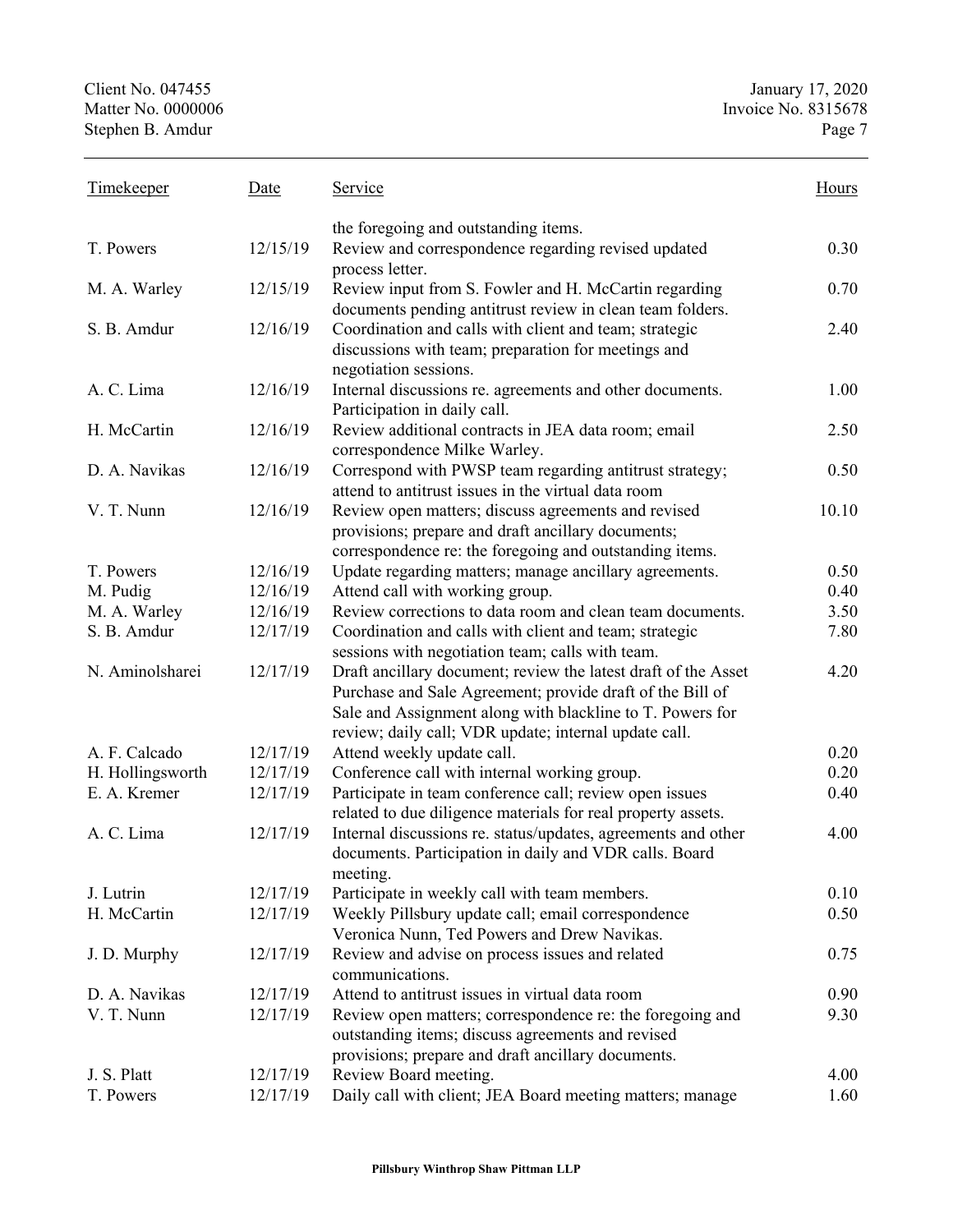| Timekeeper | Date | Service | Hours |
|---|---|---|---|
| | | the foregoing and outstanding items. | |
| T. Powers | 12/15/19 | Review and correspondence regarding revised updated process letter. | 0.30 |
| M. A. Warley | 12/15/19 | Review input from S. Fowler and H. McCartin regarding documents pending antitrust review in clean team folders. | 0.70 |
| S. B. Amdur | 12/16/19 | Coordination and calls with client and team; strategic discussions with team; preparation for meetings and negotiation sessions. | 2.40 |
| A. C. Lima | 12/16/19 | Internal discussions re. agreements and other documents. Participation in daily call. | 1.00 |
| H. McCartin | 12/16/19 | Review additional contracts in JEA data room; email correspondence Milke Warley. | 2.50 |
| D. A. Navikas | 12/16/19 | Correspond with PWSP team regarding antitrust strategy; attend to antitrust issues in the virtual data room | 0.50 |
| V. T. Nunn | 12/16/19 | Review open matters; discuss agreements and revised provisions; prepare and draft ancillary documents; correspondence re: the foregoing and outstanding items. | 10.10 |
| T. Powers | 12/16/19 | Update regarding matters; manage ancillary agreements. | 0.50 |
| M. Pudig | 12/16/19 | Attend call with working group. | 0.40 |
| M. A. Warley | 12/16/19 | Review corrections to data room and clean team documents. | 3.50 |
| S. B. Amdur | 12/17/19 | Coordination and calls with client and team; strategic sessions with negotiation team; calls with team. | 7.80 |
| N. Aminolsharei | 12/17/19 | Draft ancillary document; review the latest draft of the Asset Purchase and Sale Agreement; provide draft of the Bill of Sale and Assignment along with blackline to T. Powers for review; daily call; VDR update; internal update call. | 4.20 |
| A. F. Calcado | 12/17/19 | Attend weekly update call. | 0.20 |
| H. Hollingsworth | 12/17/19 | Conference call with internal working group. | 0.20 |
| E. A. Kremer | 12/17/19 | Participate in team conference call; review open issues related to due diligence materials for real property assets. | 0.40 |
| A. C. Lima | 12/17/19 | Internal discussions re. status/updates, agreements and other documents. Participation in daily and VDR calls. Board meeting. | 4.00 |
| J. Lutrin | 12/17/19 | Participate in weekly call with team members. | 0.10 |
| H. McCartin | 12/17/19 | Weekly Pillsbury update call; email correspondence Veronica Nunn, Ted Powers and Drew Navikas. | 0.50 |
| J. D. Murphy | 12/17/19 | Review and advise on process issues and related communications. | 0.75 |
| D. A. Navikas | 12/17/19 | Attend to antitrust issues in virtual data room | 0.90 |
| V. T. Nunn | 12/17/19 | Review open matters; correspondence re: the foregoing and outstanding items; discuss agreements and revised provisions; prepare and draft ancillary documents. | 9.30 |
| J. S. Platt | 12/17/19 | Review Board meeting. | 4.00 |
| T. Powers | 12/17/19 | Daily call with client; JEA Board meeting matters; manage | 1.60 |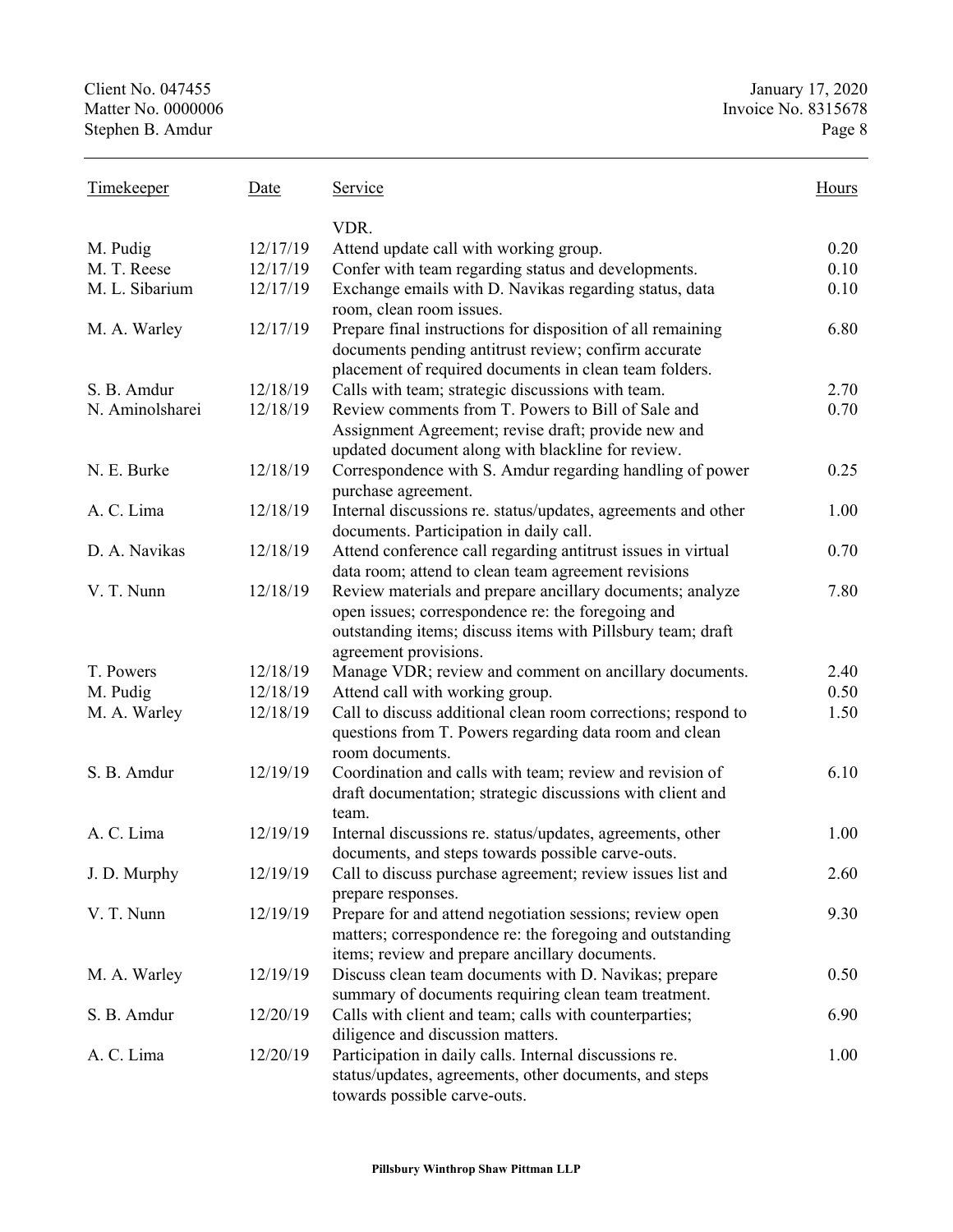| Timekeeper | Date | Service | Hours |
|---|---|---|---|
| | | VDR. | |
| M. Pudig | 12/17/19 | Attend update call with working group. | 0.20 |
| M. T. Reese | 12/17/19 | Confer with team regarding status and developments. | 0.10 |
| M. L. Sibarium | 12/17/19 | Exchange emails with D. Navikas regarding status, data room, clean room issues. | 0.10 |
| M. A. Warley | 12/17/19 | Prepare final instructions for disposition of all remaining documents pending antitrust review; confirm accurate placement of required documents in clean team folders. | 6.80 |
| S. B. Amdur | 12/18/19 | Calls with team; strategic discussions with team. | 2.70 |
| N. Aminolsharei | 12/18/19 | Review comments from T. Powers to Bill of Sale and Assignment Agreement; revise draft; provide new and updated document along with blackline for review. | 0.70 |
| N. E. Burke | 12/18/19 | Correspondence with S. Amdur regarding handling of power purchase agreement. | 0.25 |
| A. C. Lima | 12/18/19 | Internal discussions re. status/updates, agreements and other documents. Participation in daily call. | 1.00 |
| D. A. Navikas | 12/18/19 | Attend conference call regarding antitrust issues in virtual data room; attend to clean team agreement revisions | 0.70 |
| V. T. Nunn | 12/18/19 | Review materials and prepare ancillary documents; analyze open issues; correspondence re: the foregoing and outstanding items; discuss items with Pillsbury team; draft agreement provisions. | 7.80 |
| T. Powers | 12/18/19 | Manage VDR; review and comment on ancillary documents. | 2.40 |
| M. Pudig | 12/18/19 | Attend call with working group. | 0.50 |
| M. A. Warley | 12/18/19 | Call to discuss additional clean room corrections; respond to questions from T. Powers regarding data room and clean room documents. | 1.50 |
| S. B. Amdur | 12/19/19 | Coordination and calls with team; review and revision of draft documentation; strategic discussions with client and team. | 6.10 |
| A. C. Lima | 12/19/19 | Internal discussions re. status/updates, agreements, other documents, and steps towards possible carve-outs. | 1.00 |
| J. D. Murphy | 12/19/19 | Call to discuss purchase agreement; review issues list and prepare responses. | 2.60 |
| V. T. Nunn | 12/19/19 | Prepare for and attend negotiation sessions; review open matters; correspondence re: the foregoing and outstanding items; review and prepare ancillary documents. | 9.30 |
| M. A. Warley | 12/19/19 | Discuss clean team documents with D. Navikas; prepare summary of documents requiring clean team treatment. | 0.50 |
| S. B. Amdur | 12/20/19 | Calls with client and team; calls with counterparties; diligence and discussion matters. | 6.90 |
| A. C. Lima | 12/20/19 | Participation in daily calls. Internal discussions re. status/updates, agreements, other documents, and steps towards possible carve-outs. | 1.00 |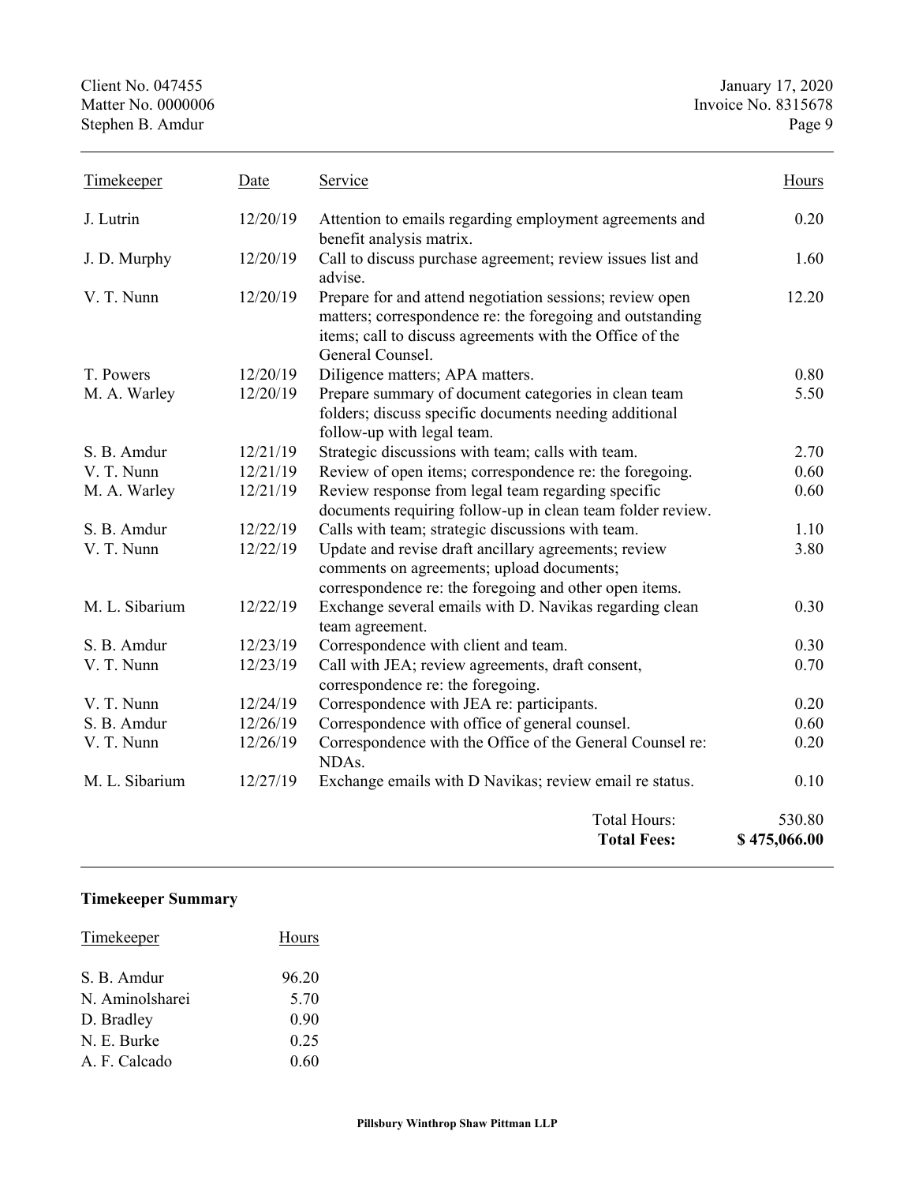| Timekeeper | Date | Service | Hours |
|---|---|---|---|
| J. Lutrin | 12/20/19 | Attention to emails regarding employment agreements and benefit analysis matrix. | 0.20 |
| J. D. Murphy | 12/20/19 | Call to discuss purchase agreement; review issues list and advise. | 1.60 |
| V. T. Nunn | 12/20/19 | Prepare for and attend negotiation sessions; review open matters; correspondence re: the foregoing and outstanding items; call to discuss agreements with the Office of the General Counsel. | 12.20 |
| T. Powers | 12/20/19 | Diligence matters; APA matters. | 0.80 |
| M. A. Warley | 12/20/19 | Prepare summary of document categories in clean team folders; discuss specific documents needing additional follow-up with legal team. | 5.50 |
| S. B. Amdur | 12/21/19 | Strategic discussions with team; calls with team. | 2.70 |
| V. T. Nunn | 12/21/19 | Review of open items; correspondence re: the foregoing. | 0.60 |
| M. A. Warley | 12/21/19 | Review response from legal team regarding specific documents requiring follow-up in clean team folder review. | 0.60 |
| S. B. Amdur | 12/22/19 | Calls with team; strategic discussions with team. | 1.10 |
| V. T. Nunn | 12/22/19 | Update and revise draft ancillary agreements; review comments on agreements; upload documents; correspondence re: the foregoing and other open items. | 3.80 |
| M. L. Sibarium | 12/22/19 | Exchange several emails with D. Navikas regarding clean team agreement. | 0.30 |
| S. B. Amdur | 12/23/19 | Correspondence with client and team. | 0.30 |
| V. T. Nunn | 12/23/19 | Call with JEA; review agreements, draft consent, correspondence re: the foregoing. | 0.70 |
| V. T. Nunn | 12/24/19 | Correspondence with JEA re: participants. | 0.20 |
| S. B. Amdur | 12/26/19 | Correspondence with office of general counsel. | 0.60 |
| V. T. Nunn | 12/26/19 | Correspondence with the Office of the General Counsel re: NDAs. | 0.20 |
| M. L. Sibarium | 12/27/19 | Exchange emails with D Navikas; review email re status. | 0.10 |
| | | Total Hours: | 530.80 |
| | | **Total Fees:** | **$ 475,066.00** |

**Timekeeper Summary**

| Timekeeper | Hours |
|---|---|
| S. B. Amdur | 96.20 |
| N. Aminolsharei | 5.70 |
| D. Bradley | 0.90 |
| N. E. Burke | 0.25 |
| A. F. Calcado | 0.60 |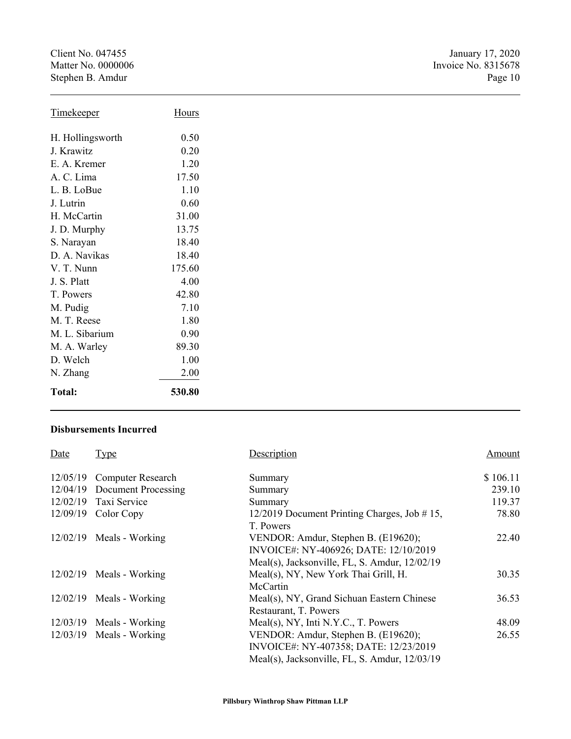| Timekeeper | Hours |
|---|---|
| H. Hollingsworth | 0.50 |
| J. Krawitz | 0.20 |
| E. A. Kremer | 1.20 |
| A. C. Lima | 17.50 |
| L. B. LoBue | 1.10 |
| J. Lutrin | 0.60 |
| H. McCartin | 31.00 |
| J. D. Murphy | 13.75 |
| S. Narayan | 18.40 |
| D. A. Navikas | 18.40 |
| V. T. Nunn | 175.60 |
| J. S. Platt | 4.00 |
| T. Powers | 42.80 |
| M. Pudig | 7.10 |
| M. T. Reese | 1.80 |
| M. L. Sibarium | 0.90 |
| M. A. Warley | 89.30 |
| D. Welch | 1.00 |
| N. Zhang | 2.00 |
| **Total:** | **530.80** |

**Disbursements Incurred**

| Date | Type | Description | Amount |
|---|---|---|---|
| 12/05/19 | Computer Research | Summary | $ 106.11 |
| 12/04/19 | Document Processing | Summary | 239.10 |
| 12/02/19 | Taxi Service | Summary | 119.37 |
| 12/09/19 | Color Copy | 12/2019 Document Printing Charges, Job # 15, T. Powers | 78.80 |
| 12/02/19 | Meals - Working | VENDOR: Amdur, Stephen B. (E19620); INVOICE#: NY-406926; DATE: 12/10/2019 Meal(s), Jacksonville, FL, S. Amdur, 12/02/19 | 22.40 |
| 12/02/19 | Meals - Working | Meal(s), NY, New York Thai Grill, H. McCartin | 30.35 |
| 12/02/19 | Meals - Working | Meal(s), NY, Grand Sichuan Eastern Chinese Restaurant, T. Powers | 36.53 |
| 12/03/19 | Meals - Working | Meal(s), NY, Inti N.Y.C., T. Powers | 48.09 |
| 12/03/19 | Meals - Working | VENDOR: Amdur, Stephen B. (E19620); INVOICE#: NY-407358; DATE: 12/23/2019 Meal(s), Jacksonville, FL, S. Amdur, 12/03/19 | 26.55 |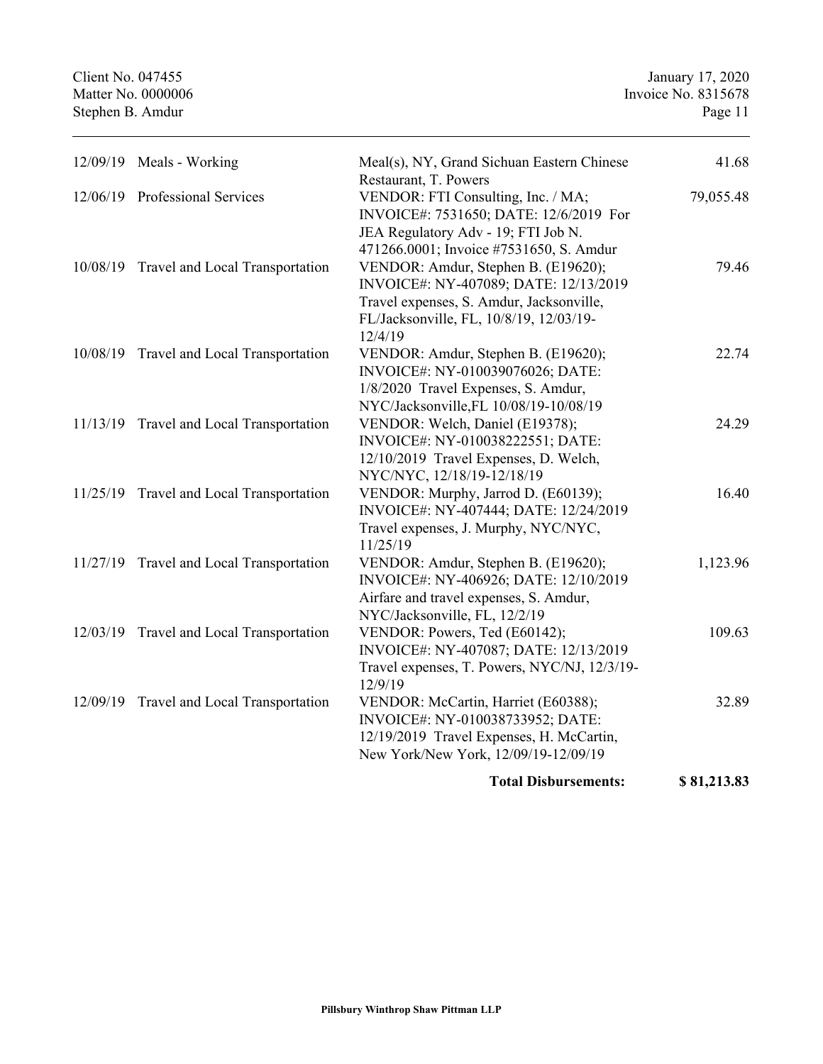| Date | Category | Description | Amount |
|---|---|---|---|
| 12/09/19 | Meals - Working | Meal(s), NY, Grand Sichuan Eastern Chinese Restaurant, T. Powers | 41.68 |
| 12/06/19 | Professional Services | VENDOR: FTI Consulting, Inc. / MA; INVOICE#: 7531650; DATE: 12/6/2019 For JEA Regulatory Adv - 19; FTI Job N. 471266.0001; Invoice #7531650, S. Amdur | 79,055.48 |
| 10/08/19 | Travel and Local Transportation | VENDOR: Amdur, Stephen B. (E19620); INVOICE#: NY-407089; DATE: 12/13/2019 Travel expenses, S. Amdur, Jacksonville, FL/Jacksonville, FL, 10/8/19, 12/03/19-12/4/19 | 79.46 |
| 10/08/19 | Travel and Local Transportation | VENDOR: Amdur, Stephen B. (E19620); INVOICE#: NY-010039076026; DATE: 1/8/2020 Travel Expenses, S. Amdur, NYC/Jacksonville,FL 10/08/19-10/08/19 | 22.74 |
| 11/13/19 | Travel and Local Transportation | VENDOR: Welch, Daniel (E19378); INVOICE#: NY-010038222551; DATE: 12/10/2019 Travel Expenses, D. Welch, NYC/NYC, 12/18/19-12/18/19 | 24.29 |
| 11/25/19 | Travel and Local Transportation | VENDOR: Murphy, Jarrod D. (E60139); INVOICE#: NY-407444; DATE: 12/24/2019 Travel expenses, J. Murphy, NYC/NYC, 11/25/19 | 16.40 |
| 11/27/19 | Travel and Local Transportation | VENDOR: Amdur, Stephen B. (E19620); INVOICE#: NY-406926; DATE: 12/10/2019 Airfare and travel expenses, S. Amdur, NYC/Jacksonville, FL, 12/2/19 | 1,123.96 |
| 12/03/19 | Travel and Local Transportation | VENDOR: Powers, Ted (E60142); INVOICE#: NY-407087; DATE: 12/13/2019 Travel expenses, T. Powers, NYC/NJ, 12/3/19-12/9/19 | 109.63 |
| 12/09/19 | Travel and Local Transportation | VENDOR: McCartin, Harriet (E60388); INVOICE#: NY-010038733952; DATE: 12/19/2019 Travel Expenses, H. McCartin, New York/New York, 12/09/19-12/09/19 | 32.89 |
| | | **Total Disbursements:** | **$ 81,213.83** |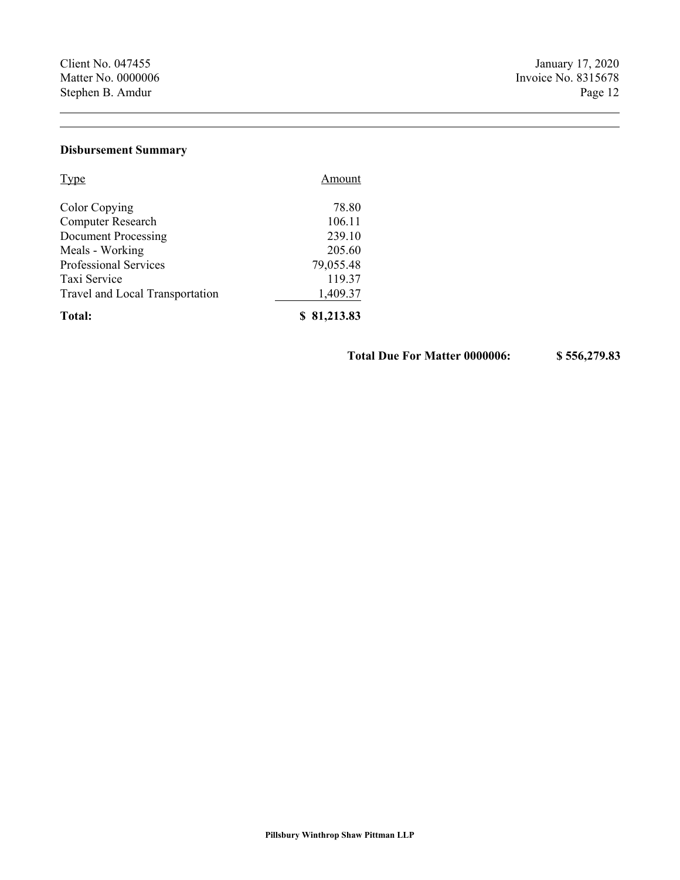**Disbursement Summary**

| Type | Amount |
| --- | --- |
| Color Copying | 78.80 |
| Computer Research | 106.11 |
| Document Processing | 239.10 |
| Meals - Working | 205.60 |
| Professional Services | 79,055.48 |
| Taxi Service | 119.37 |
| Travel and Local Transportation | 1,409.37 |
| **Total:** | **$ 81,213.83** |

**Total Due For Matter 0000006: $ 556,279.83**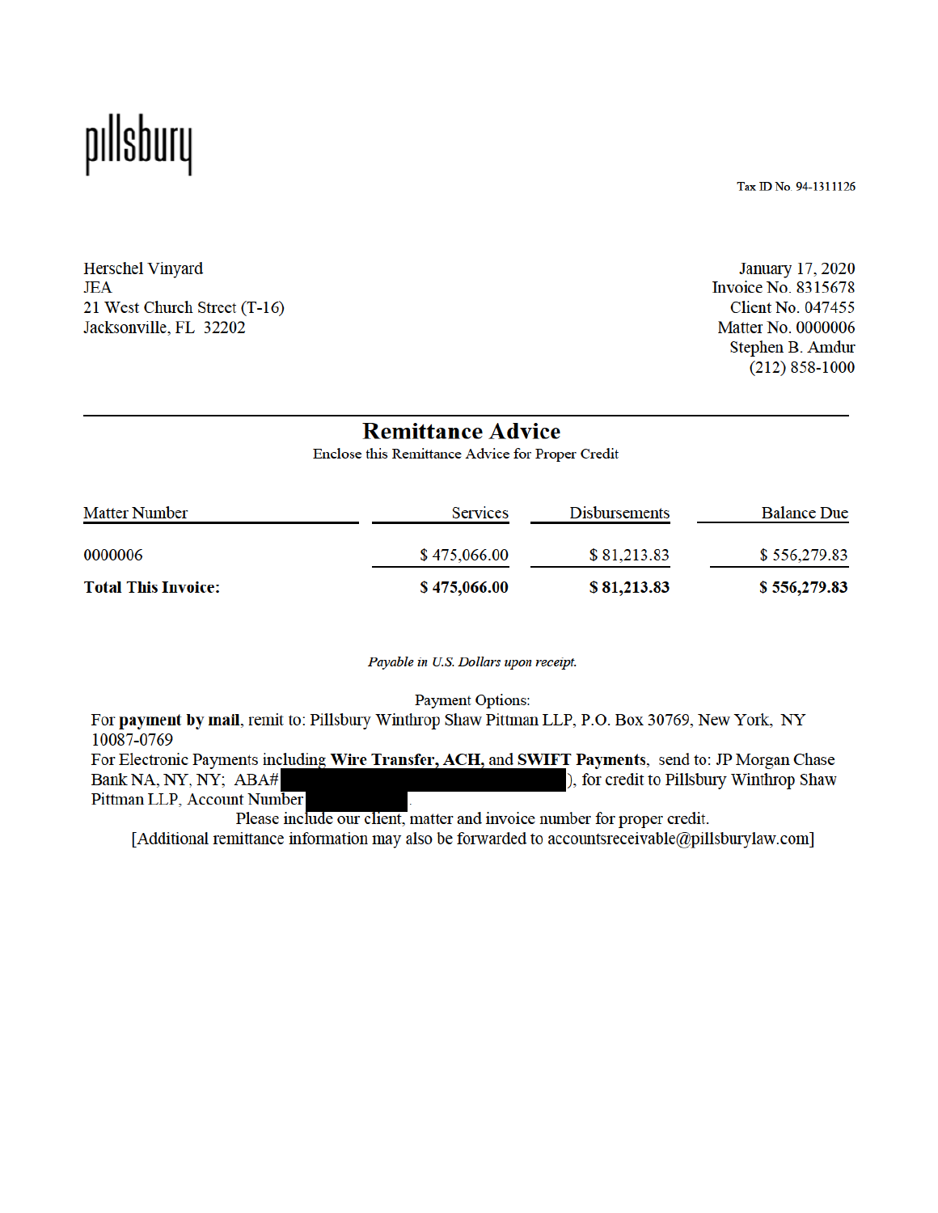pillsbury

Tax ID No. 94-1311126

Herschel Vinyard
JEA
21 West Church Street (T-16)
Jacksonville, FL 32202

January 17, 2020
Invoice No. 8315678
Client No. 047455
Matter No. 0000006
Stephen B. Amdur
(212) 858-1000

## Remittance Advice

Enclose this Remittance Advice for Proper Credit

| Matter Number | Services | Disbursements | Balance Due |
|---|---|---|---|
| 0000006 | $ 475,066.00 | $ 81,213.83 | $ 556,279.83 |
| **Total This Invoice:** | **$ 475,066.00** | **$ 81,213.83** | **$ 556,279.83** |

*Payable in U.S. Dollars upon receipt.*

Payment Options:

For **payment by mail**, remit to: Pillsbury Winthrop Shaw Pittman LLP, P.O. Box 30769, New York, NY 10087-0769

For Electronic Payments including **Wire Transfer, ACH,** and **SWIFT Payments**, send to: JP Morgan Chase Bank NA, NY, NY; ABA# [REDACTED]), for credit to Pillsbury Winthrop Shaw Pittman LLP, Account Number [REDACTED].

Please include our client, matter and invoice number for proper credit.

[Additional remittance information may also be forwarded to accountsreceivable@pillsburylaw.com]